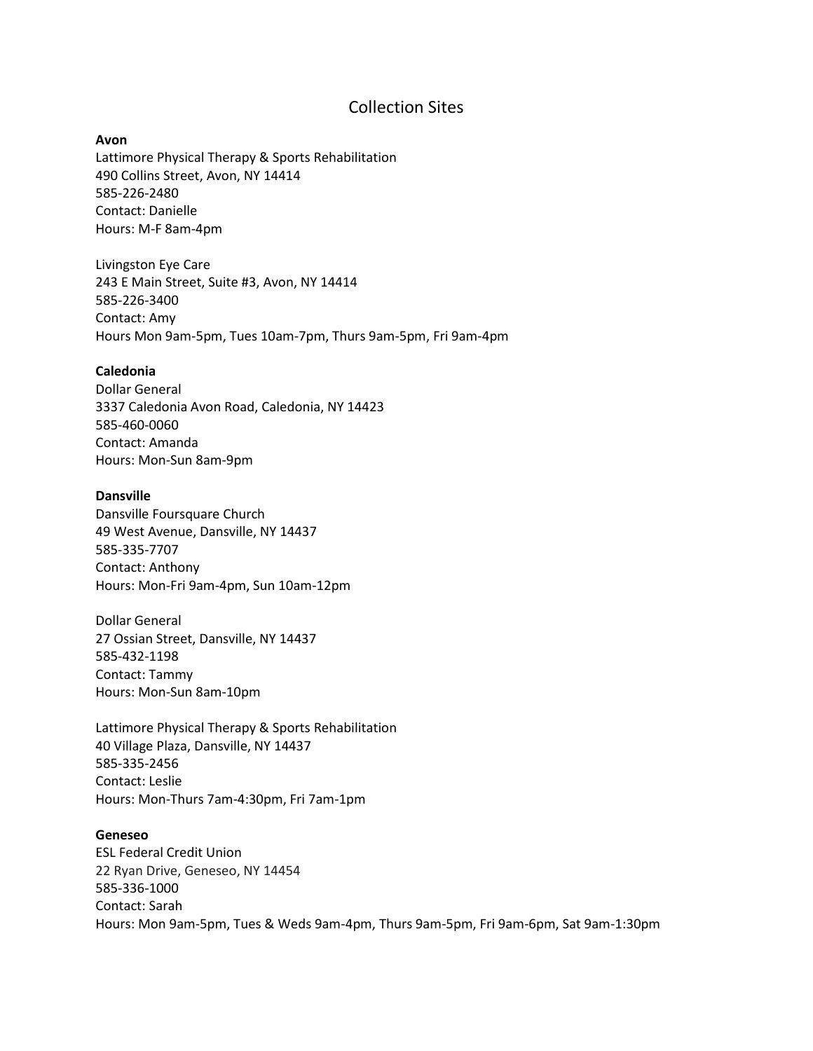# Collection Sites

**Avon**

Lattimore Physical Therapy & Sports Rehabilitation
490 Collins Street, Avon, NY 14414
585-226-2480
Contact: Danielle
Hours: M-F 8am-4pm

Livingston Eye Care
243 E Main Street, Suite #3, Avon, NY 14414
585-226-3400
Contact: Amy
Hours Mon 9am-5pm, Tues 10am-7pm, Thurs 9am-5pm, Fri 9am-4pm

**Caledonia**

Dollar General
3337 Caledonia Avon Road, Caledonia, NY 14423
585-460-0060
Contact: Amanda
Hours: Mon-Sun 8am-9pm

**Dansville**

Dansville Foursquare Church
49 West Avenue, Dansville, NY 14437
585-335-7707
Contact: Anthony
Hours: Mon-Fri 9am-4pm, Sun 10am-12pm

Dollar General
27 Ossian Street, Dansville, NY 14437
585-432-1198
Contact: Tammy
Hours: Mon-Sun 8am-10pm

Lattimore Physical Therapy & Sports Rehabilitation
40 Village Plaza, Dansville, NY 14437
585-335-2456
Contact: Leslie
Hours: Mon-Thurs 7am-4:30pm, Fri 7am-1pm

**Geneseo**

ESL Federal Credit Union
22 Ryan Drive, Geneseo, NY 14454
585-336-1000
Contact: Sarah
Hours: Mon 9am-5pm, Tues & Weds 9am-4pm, Thurs 9am-5pm, Fri 9am-6pm, Sat 9am-1:30pm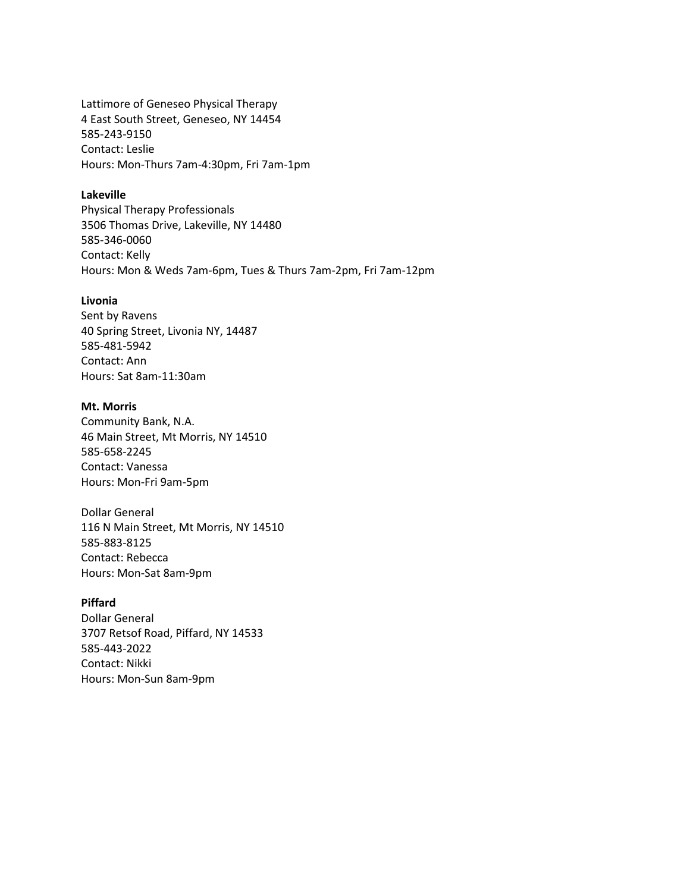Lattimore of Geneseo Physical Therapy
4 East South Street, Geneseo, NY 14454
585-243-9150
Contact: Leslie
Hours: Mon-Thurs 7am-4:30pm, Fri 7am-1pm

**Lakeville**
Physical Therapy Professionals
3506 Thomas Drive, Lakeville, NY 14480
585-346-0060
Contact: Kelly
Hours: Mon & Weds 7am-6pm, Tues & Thurs 7am-2pm, Fri 7am-12pm

**Livonia**
Sent by Ravens
40 Spring Street, Livonia NY, 14487
585-481-5942
Contact: Ann
Hours: Sat 8am-11:30am

**Mt. Morris**
Community Bank, N.A.
46 Main Street, Mt Morris, NY 14510
585-658-2245
Contact: Vanessa
Hours: Mon-Fri 9am-5pm

Dollar General
116 N Main Street, Mt Morris, NY 14510
585-883-8125
Contact: Rebecca
Hours: Mon-Sat 8am-9pm

**Piffard**
Dollar General
3707 Retsof Road, Piffard, NY 14533
585-443-2022
Contact: Nikki
Hours: Mon-Sun 8am-9pm